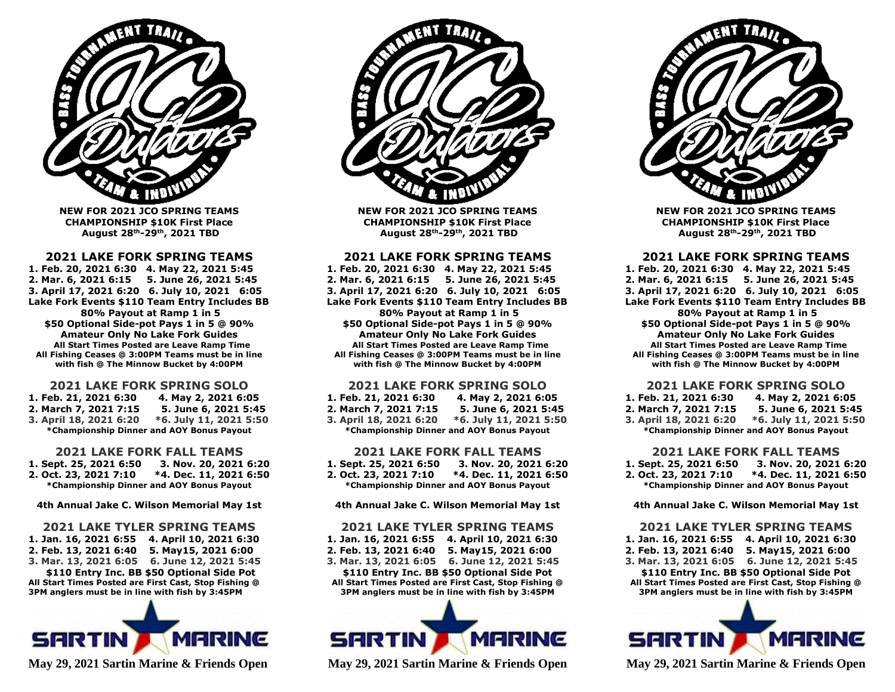**NEW FOR 2021 JCO SPRING TEAMS CHAMPIONSHIP $10K First Place August 28th-29th, 2021 TBD**

## 2021 LAKE FORK SPRING TEAMS

**1. Feb. 20, 2021 6:30 4. May 22, 2021 5:45**
**2. Mar. 6, 2021 6:15 5. June 26, 2021 5:45**
**3. April 17, 2021 6:20 6. July 10, 2021 6:05**
**Lake Fork Events $110 Team Entry Includes BB**
**80% Payout at Ramp 1 in 5**
**$50 Optional Side-pot Pays 1 in 5 @ 90%**
**Amateur Only No Lake Fork Guides**
**All Start Times Posted are Leave Ramp Time**
**All Fishing Ceases @ 3:00PM Teams must be in line with fish @ The Minnow Bucket by 4:00PM**

## 2021 LAKE FORK SPRING SOLO

**1. Feb. 21, 2021 6:30 4. May 2, 2021 6:05**
**2. March 7, 2021 7:15 5. June 6, 2021 5:45**
**3. April 18, 2021 6:20 *6. July 11, 2021 5:50**
***Championship Dinner and AOY Bonus Payout**

## 2021 LAKE FORK FALL TEAMS

**1. Sept. 25, 2021 6:50 3. Nov. 20, 2021 6:20**
**2. Oct. 23, 2021 7:10 *4. Dec. 11, 2021 6:50**
***Championship Dinner and AOY Bonus Payout**

**4th Annual Jake C. Wilson Memorial May 1st**

## 2021 LAKE TYLER SPRING TEAMS

**1. Jan. 16, 2021 6:55 4. April 10, 2021 6:30**
**2. Feb. 13, 2021 6:40 5. May15, 2021 6:00**
**3. Mar. 13, 2021 6:05 6. June 12, 2021 5:45**
**$110 Entry Inc. BB $50 Optional Side Pot**
**All Start Times Posted are First Cast, Stop Fishing @ 3PM anglers must be in line with fish by 3:45PM**

**May 29, 2021 Sartin Marine & Friends Open**

---

**NEW FOR 2021 JCO SPRING TEAMS CHAMPIONSHIP $10K First Place August 28th-29th, 2021 TBD**

## 2021 LAKE FORK SPRING TEAMS

**1. Feb. 20, 2021 6:30 4. May 22, 2021 5:45**
**2. Mar. 6, 2021 6:15 5. June 26, 2021 5:45**
**3. April 17, 2021 6:20 6. July 10, 2021 6:05**
**Lake Fork Events $110 Team Entry Includes BB**
**80% Payout at Ramp 1 in 5**
**$50 Optional Side-pot Pays 1 in 5 @ 90%**
**Amateur Only No Lake Fork Guides**
**All Start Times Posted are Leave Ramp Time**
**All Fishing Ceases @ 3:00PM Teams must be in line with fish @ The Minnow Bucket by 4:00PM**

## 2021 LAKE FORK SPRING SOLO

**1. Feb. 21, 2021 6:30 4. May 2, 2021 6:05**
**2. March 7, 2021 7:15 5. June 6, 2021 5:45**
**3. April 18, 2021 6:20 *6. July 11, 2021 5:50**
***Championship Dinner and AOY Bonus Payout**

## 2021 LAKE FORK FALL TEAMS

**1. Sept. 25, 2021 6:50 3. Nov. 20, 2021 6:20**
**2. Oct. 23, 2021 7:10 *4. Dec. 11, 2021 6:50**
***Championship Dinner and AOY Bonus Payout**

**4th Annual Jake C. Wilson Memorial May 1st**

## 2021 LAKE TYLER SPRING TEAMS

**1. Jan. 16, 2021 6:55 4. April 10, 2021 6:30**
**2. Feb. 13, 2021 6:40 5. May15, 2021 6:00**
**3. Mar. 13, 2021 6:05 6. June 12, 2021 5:45**
**$110 Entry Inc. BB $50 Optional Side Pot**
**All Start Times Posted are First Cast, Stop Fishing @ 3PM anglers must be in line with fish by 3:45PM**

**May 29, 2021 Sartin Marine & Friends Open**

---

**NEW FOR 2021 JCO SPRING TEAMS CHAMPIONSHIP $10K First Place August 28th-29th, 2021 TBD**

## 2021 LAKE FORK SPRING TEAMS

**1. Feb. 20, 2021 6:30 4. May 22, 2021 5:45**
**2. Mar. 6, 2021 6:15 5. June 26, 2021 5:45**
**3. April 17, 2021 6:20 6. July 10, 2021 6:05**
**Lake Fork Events $110 Team Entry Includes BB**
**80% Payout at Ramp 1 in 5**
**$50 Optional Side-pot Pays 1 in 5 @ 90%**
**Amateur Only No Lake Fork Guides**
**All Start Times Posted are Leave Ramp Time**
**All Fishing Ceases @ 3:00PM Teams must be in line with fish @ The Minnow Bucket by 4:00PM**

## 2021 LAKE FORK SPRING SOLO

**1. Feb. 21, 2021 6:30 4. May 2, 2021 6:05**
**2. March 7, 2021 7:15 5. June 6, 2021 5:45**
**3. April 18, 2021 6:20 *6. July 11, 2021 5:50**
***Championship Dinner and AOY Bonus Payout**

## 2021 LAKE FORK FALL TEAMS

**1. Sept. 25, 2021 6:50 3. Nov. 20, 2021 6:20**
**2. Oct. 23, 2021 7:10 *4. Dec. 11, 2021 6:50**
***Championship Dinner and AOY Bonus Payout**

**4th Annual Jake C. Wilson Memorial May 1st**

## 2021 LAKE TYLER SPRING TEAMS

**1. Jan. 16, 2021 6:55 4. April 10, 2021 6:30**
**2. Feb. 13, 2021 6:40 5. May15, 2021 6:00**
**3. Mar. 13, 2021 6:05 6. June 12, 2021 5:45**
**$110 Entry Inc. BB $50 Optional Side Pot**
**All Start Times Posted are First Cast, Stop Fishing @ 3PM anglers must be in line with fish by 3:45PM**

**May 29, 2021 Sartin Marine & Friends Open**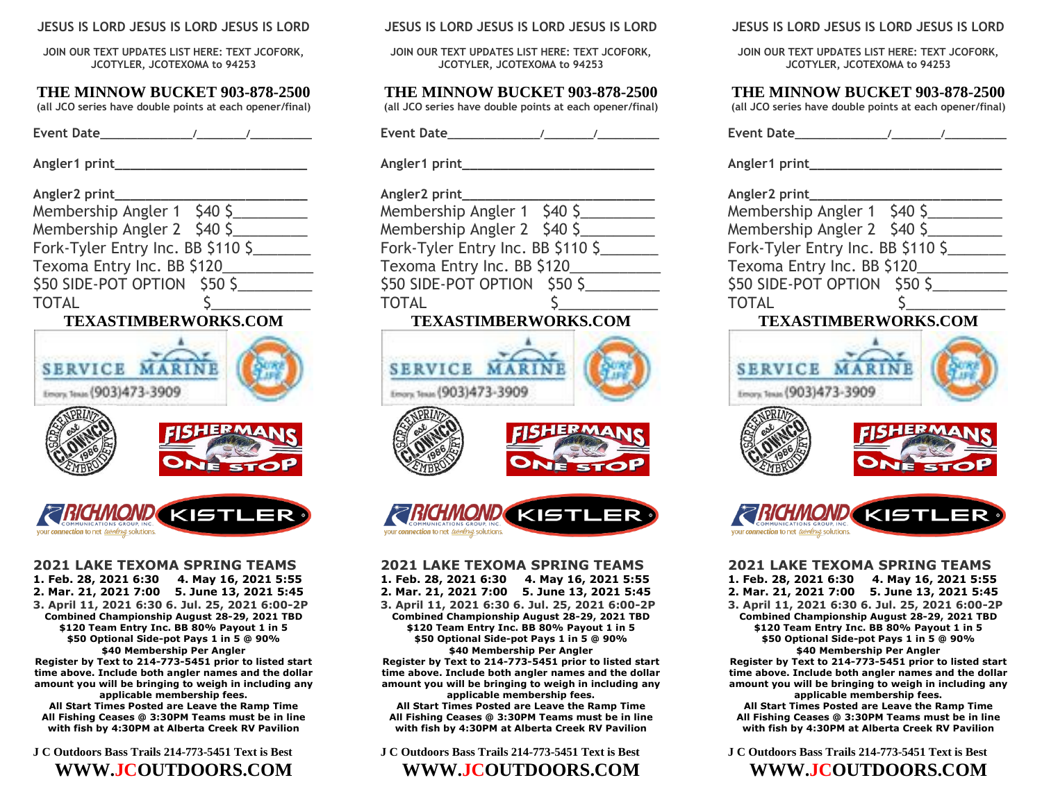JESUS IS LORD JESUS IS LORD JESUS IS LORD

JOIN OUR TEXT UPDATES LIST HERE: TEXT JCOFORK, JCOTYLER, JCOTEXOMA to 94253

**THE MINNOW BUCKET 903-878-2500**

(all JCO series have double points at each opener/final)

Event Date____________/_______/_________

Angler1 print___________________________

Angler2 print___________________________

Membership Angler 1 $40 $_________

Membership Angler 2 $40 $_________

Fork-Tyler Entry Inc. BB $110 $_______

Texoma Entry Inc. BB $120___________

$50 SIDE-POT OPTION $50 $_________

TOTAL $____________

**TEXASTIMBERWORKS.COM**

**2021 LAKE TEXOMA SPRING TEAMS**

**1. Feb. 28, 2021 6:30 4. May 16, 2021 5:55**
**2. Mar. 21, 2021 7:00 5. June 13, 2021 5:45**
**3. April 11, 2021 6:30 6. Jul. 25, 2021 6:00-2P**

**Combined Championship August 28-29, 2021 TBD**
**$120 Team Entry Inc. BB 80% Payout 1 in 5**
**$50 Optional Side-pot Pays 1 in 5 @ 90%**
**$40 Membership Per Angler**
**Register by Text to 214-773-5451 prior to listed start time above. Include both angler names and the dollar amount you will be bringing to weigh in including any applicable membership fees.**
**All Start Times Posted are Leave the Ramp Time**
**All Fishing Ceases @ 3:30PM Teams must be in line with fish by 4:30PM at Alberta Creek RV Pavilion**

**J C Outdoors Bass Trails 214-773-5451 Text is Best**

**WWW.JCOUTDOORS.COM**

---

JESUS IS LORD JESUS IS LORD JESUS IS LORD

JOIN OUR TEXT UPDATES LIST HERE: TEXT JCOFORK, JCOTYLER, JCOTEXOMA to 94253

**THE MINNOW BUCKET 903-878-2500**

(all JCO series have double points at each opener/final)

Event Date____________/_______/_________

Angler1 print___________________________

Angler2 print___________________________

Membership Angler 1 $40 $_________

Membership Angler 2 $40 $_________

Fork-Tyler Entry Inc. BB $110 $_______

Texoma Entry Inc. BB $120___________

$50 SIDE-POT OPTION $50 $_________

TOTAL $____________

**TEXASTIMBERWORKS.COM**

**2021 LAKE TEXOMA SPRING TEAMS**

**1. Feb. 28, 2021 6:30 4. May 16, 2021 5:55**
**2. Mar. 21, 2021 7:00 5. June 13, 2021 5:45**
**3. April 11, 2021 6:30 6. Jul. 25, 2021 6:00-2P**

**Combined Championship August 28-29, 2021 TBD**
**$120 Team Entry Inc. BB 80% Payout 1 in 5**
**$50 Optional Side-pot Pays 1 in 5 @ 90%**
**$40 Membership Per Angler**
**Register by Text to 214-773-5451 prior to listed start time above. Include both angler names and the dollar amount you will be bringing to weigh in including any applicable membership fees.**
**All Start Times Posted are Leave the Ramp Time**
**All Fishing Ceases @ 3:30PM Teams must be in line with fish by 4:30PM at Alberta Creek RV Pavilion**

**J C Outdoors Bass Trails 214-773-5451 Text is Best**

**WWW.JCOUTDOORS.COM**

---

JESUS IS LORD JESUS IS LORD JESUS IS LORD

JOIN OUR TEXT UPDATES LIST HERE: TEXT JCOFORK, JCOTYLER, JCOTEXOMA to 94253

**THE MINNOW BUCKET 903-878-2500**

(all JCO series have double points at each opener/final)

Event Date____________/_______/_________

Angler1 print___________________________

Angler2 print___________________________

Membership Angler 1 $40 $_________

Membership Angler 2 $40 $_________

Fork-Tyler Entry Inc. BB $110 $_______

Texoma Entry Inc. BB $120___________

$50 SIDE-POT OPTION $50 $_________

TOTAL $____________

**TEXASTIMBERWORKS.COM**

**2021 LAKE TEXOMA SPRING TEAMS**

**1. Feb. 28, 2021 6:30 4. May 16, 2021 5:55**
**2. Mar. 21, 2021 7:00 5. June 13, 2021 5:45**
**3. April 11, 2021 6:30 6. Jul. 25, 2021 6:00-2P**

**Combined Championship August 28-29, 2021 TBD**
**$120 Team Entry Inc. BB 80% Payout 1 in 5**
**$50 Optional Side-pot Pays 1 in 5 @ 90%**
**$40 Membership Per Angler**
**Register by Text to 214-773-5451 prior to listed start time above. Include both angler names and the dollar amount you will be bringing to weigh in including any applicable membership fees.**
**All Start Times Posted are Leave the Ramp Time**
**All Fishing Ceases @ 3:30PM Teams must be in line with fish by 4:30PM at Alberta Creek RV Pavilion**

**J C Outdoors Bass Trails 214-773-5451 Text is Best**

**WWW.JCOUTDOORS.COM**